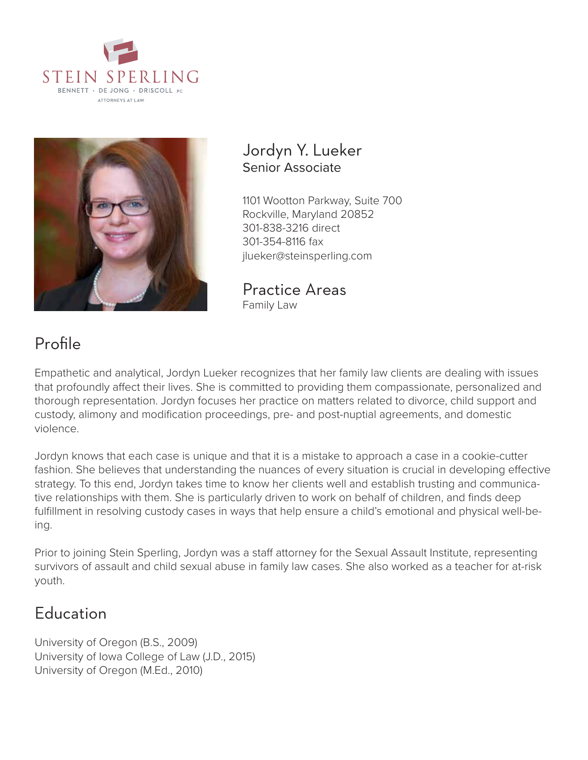STEIN SPERLING
BENNETT · DE JONG · DRISCOLL PC
ATTORNEYS AT LAW

# Jordyn Y. Lueker
Senior Associate

1101 Wootton Parkway, Suite 700
Rockville, Maryland 20852
301-838-3216 direct
301-354-8116 fax
jlueker@steinsperling.com

## Practice Areas
Family Law

## Profile

Empathetic and analytical, Jordyn Lueker recognizes that her family law clients are dealing with issues that profoundly affect their lives. She is committed to providing them compassionate, personalized and thorough representation. Jordyn focuses her practice on matters related to divorce, child support and custody, alimony and modification proceedings, pre- and post-nuptial agreements, and domestic violence.

Jordyn knows that each case is unique and that it is a mistake to approach a case in a cookie-cutter fashion. She believes that understanding the nuances of every situation is crucial in developing effective strategy. To this end, Jordyn takes time to know her clients well and establish trusting and communicative relationships with them. She is particularly driven to work on behalf of children, and finds deep fulfillment in resolving custody cases in ways that help ensure a child's emotional and physical well-being.

Prior to joining Stein Sperling, Jordyn was a staff attorney for the Sexual Assault Institute, representing survivors of assault and child sexual abuse in family law cases. She also worked as a teacher for at-risk youth.

## Education

University of Oregon (B.S., 2009)
University of Iowa College of Law (J.D., 2015)
University of Oregon (M.Ed., 2010)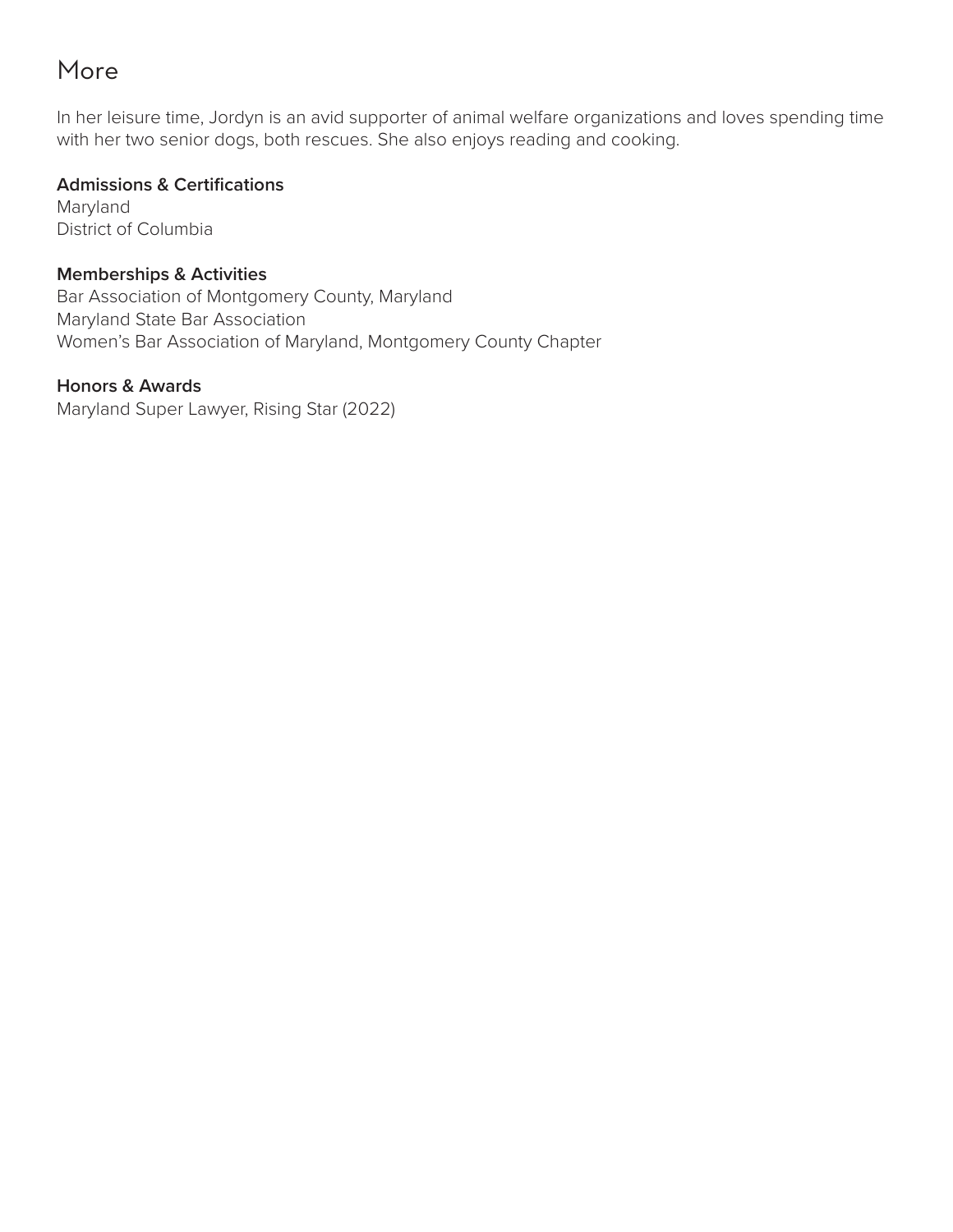## More

In her leisure time, Jordyn is an avid supporter of animal welfare organizations and loves spending time with her two senior dogs, both rescues. She also enjoys reading and cooking.

**Admissions & Certifications**
Maryland
District of Columbia

**Memberships & Activities**
Bar Association of Montgomery County, Maryland
Maryland State Bar Association
Women's Bar Association of Maryland, Montgomery County Chapter

**Honors & Awards**
Maryland Super Lawyer, Rising Star (2022)